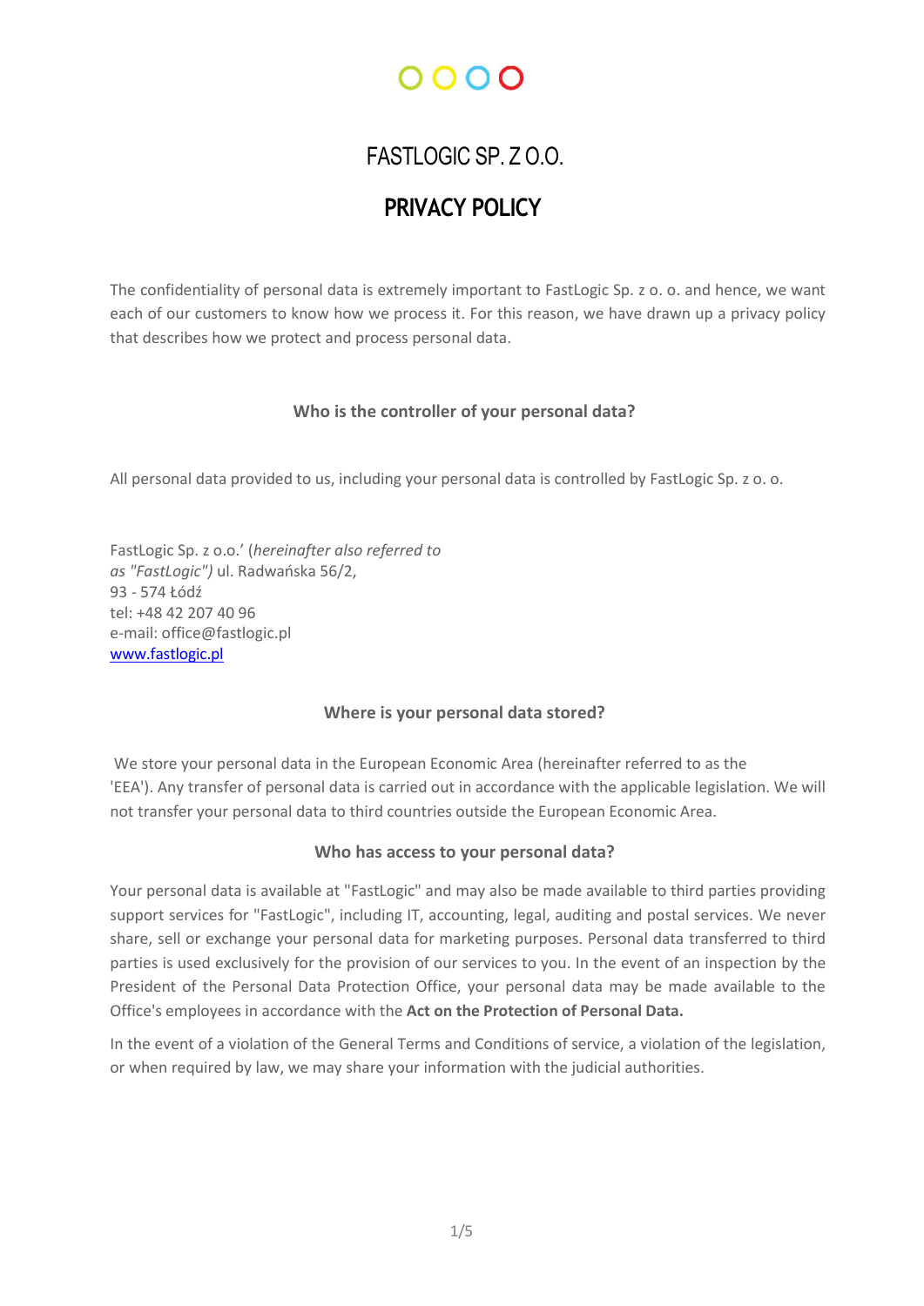# FASTLOGIC SP. Z O.O.

## PRIVACY POLICY

The confidentiality of personal data is extremely important to FastLogic Sp. z o. o. and hence, we want each of our customers to know how we process it. For this reason, we have drawn up a privacy policy that describes how we protect and process personal data.

### Who is the controller of your personal data?

All personal data provided to us, including your personal data is controlled by FastLogic Sp. z o. o.

FastLogic Sp. z o.o.' (*hereinafter also referred to as "FastLogic")* ul. Radwańska 56/2,
93 - 574 Łódź
tel: +48 42 207 40 96
e-mail: office@fastlogic.pl
www.fastlogic.pl

### Where is your personal data stored?

We store your personal data in the European Economic Area (hereinafter referred to as the 'EEA'). Any transfer of personal data is carried out in accordance with the applicable legislation. We will not transfer your personal data to third countries outside the European Economic Area.

### Who has access to your personal data?

Your personal data is available at "FastLogic" and may also be made available to third parties providing support services for "FastLogic", including IT, accounting, legal, auditing and postal services. We never share, sell or exchange your personal data for marketing purposes. Personal data transferred to third parties is used exclusively for the provision of our services to you. In the event of an inspection by the President of the Personal Data Protection Office, your personal data may be made available to the Office's employees in accordance with the **Act on the Protection of Personal Data.**

In the event of a violation of the General Terms and Conditions of service, a violation of the legislation, or when required by law, we may share your information with the judicial authorities.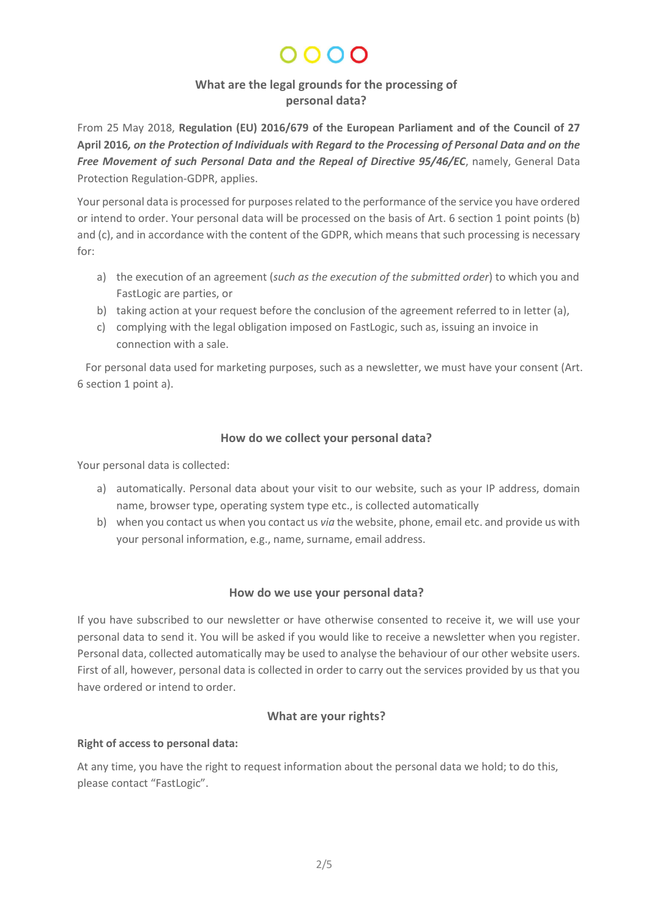## What are the legal grounds for the processing of personal data?

From 25 May 2018, **Regulation (EU) 2016/679 of the European Parliament and of the Council of 27 April 2016*, on the Protection of Individuals with Regard to the Processing of Personal Data and on the Free Movement of such Personal Data and the Repeal of Directive 95/46/EC***, namely, General Data Protection Regulation-GDPR, applies.

Your personal data is processed for purposes related to the performance of the service you have ordered or intend to order. Your personal data will be processed on the basis of Art. 6 section 1 point points (b) and (c), and in accordance with the content of the GDPR, which means that such processing is necessary for:

a) the execution of an agreement (*such as the execution of the submitted order*) to which you and FastLogic are parties, or
b) taking action at your request before the conclusion of the agreement referred to in letter (a),
c) complying with the legal obligation imposed on FastLogic, such as, issuing an invoice in connection with a sale.

For personal data used for marketing purposes, such as a newsletter, we must have your consent (Art. 6 section 1 point a).

## How do we collect your personal data?

Your personal data is collected:

a) automatically. Personal data about your visit to our website, such as your IP address, domain name, browser type, operating system type etc., is collected automatically
b) when you contact us when you contact us *via* the website, phone, email etc. and provide us with your personal information, e.g., name, surname, email address.

## How do we use your personal data?

If you have subscribed to our newsletter or have otherwise consented to receive it, we will use your personal data to send it. You will be asked if you would like to receive a newsletter when you register. Personal data, collected automatically may be used to analyse the behaviour of our other website users. First of all, however, personal data is collected in order to carry out the services provided by us that you have ordered or intend to order.

## What are your rights?

**Right of access to personal data:**

At any time, you have the right to request information about the personal data we hold; to do this, please contact "FastLogic".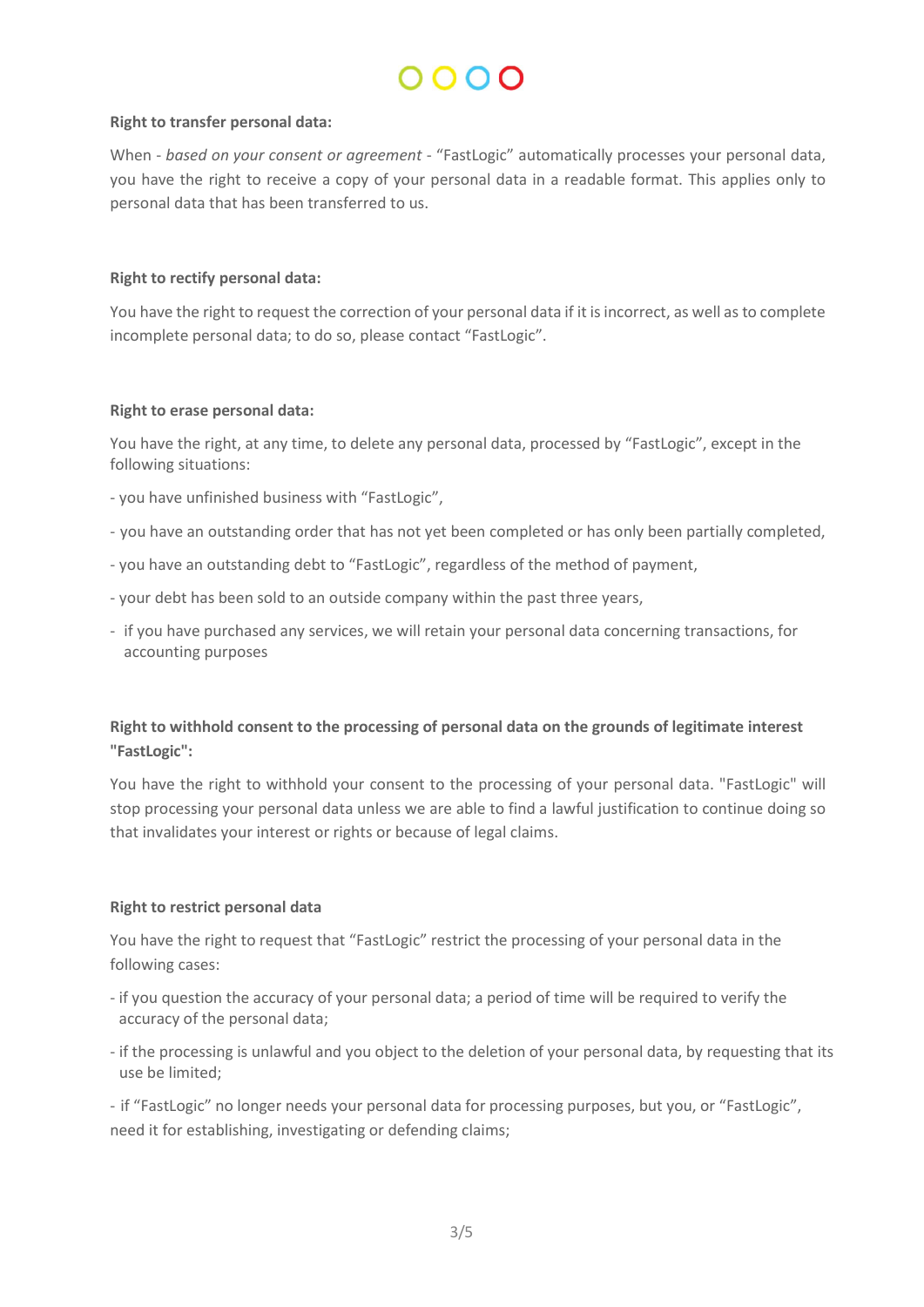**Right to transfer personal data:**

When - *based on your consent or agreement* - "FastLogic" automatically processes your personal data, you have the right to receive a copy of your personal data in a readable format. This applies only to personal data that has been transferred to us.

**Right to rectify personal data:**

You have the right to request the correction of your personal data if it is incorrect, as well as to complete incomplete personal data; to do so, please contact "FastLogic".

**Right to erase personal data:**

You have the right, at any time, to delete any personal data, processed by "FastLogic", except in the following situations:

- you have unfinished business with "FastLogic",
- you have an outstanding order that has not yet been completed or has only been partially completed,
- you have an outstanding debt to "FastLogic", regardless of the method of payment,
- your debt has been sold to an outside company within the past three years,
- if you have purchased any services, we will retain your personal data concerning transactions, for accounting purposes

**Right to withhold consent to the processing of personal data on the grounds of legitimate interest "FastLogic":**

You have the right to withhold your consent to the processing of your personal data. "FastLogic" will stop processing your personal data unless we are able to find a lawful justification to continue doing so that invalidates your interest or rights or because of legal claims.

**Right to restrict personal data**

You have the right to request that "FastLogic" restrict the processing of your personal data in the following cases:

- if you question the accuracy of your personal data; a period of time will be required to verify the accuracy of the personal data;
- if the processing is unlawful and you object to the deletion of your personal data, by requesting that its use be limited;
- if "FastLogic" no longer needs your personal data for processing purposes, but you, or "FastLogic", need it for establishing, investigating or defending claims;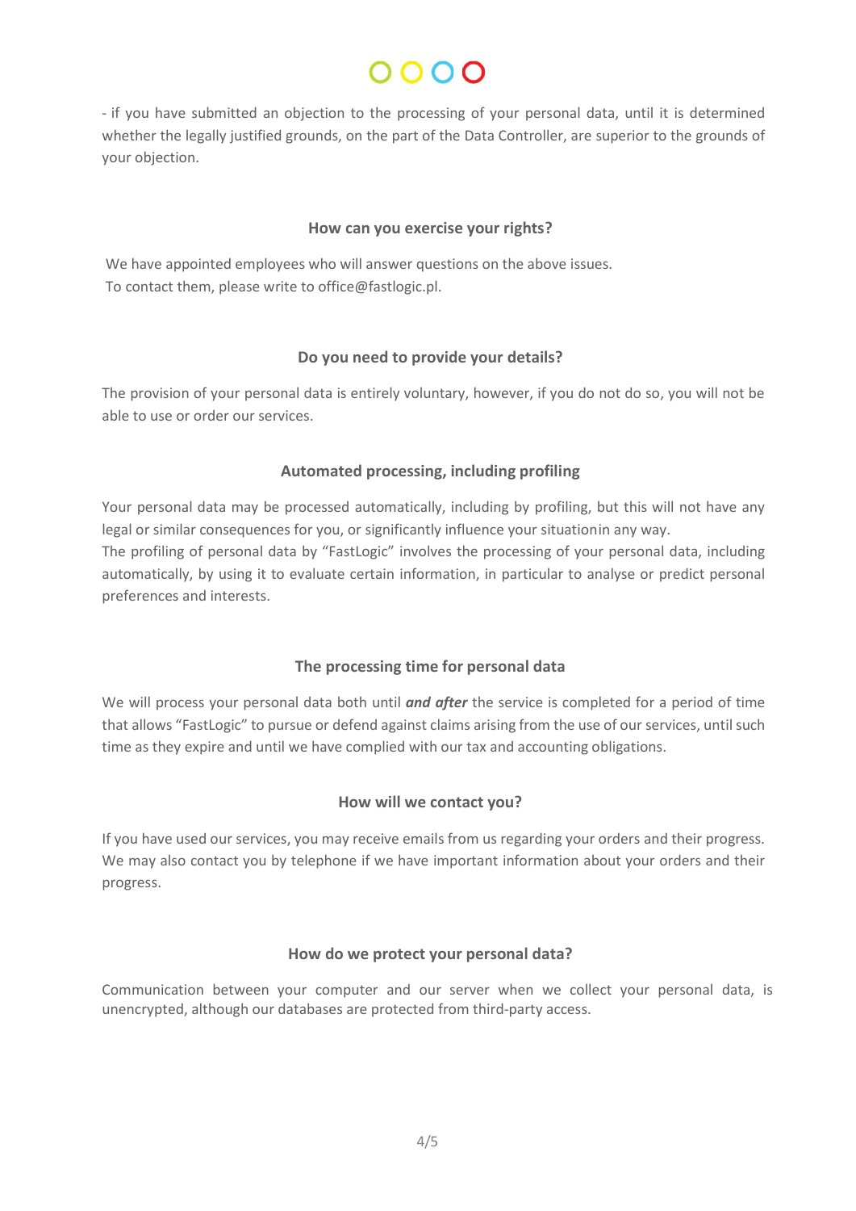- if you have submitted an objection to the processing of your personal data, until it is determined whether the legally justified grounds, on the part of the Data Controller, are superior to the grounds of your objection.

## How can you exercise your rights?

We have appointed employees who will answer questions on the above issues.
To contact them, please write to office@fastlogic.pl.

## Do you need to provide your details?

The provision of your personal data is entirely voluntary, however, if you do not do so, you will not be able to use or order our services.

## Automated processing, including profiling

Your personal data may be processed automatically, including by profiling, but this will not have any legal or similar consequences for you, or significantly influence your situationin any way.
The profiling of personal data by “FastLogic” involves the processing of your personal data, including automatically, by using it to evaluate certain information, in particular to analyse or predict personal preferences and interests.

## The processing time for personal data

We will process your personal data both until ***and after*** the service is completed for a period of time that allows “FastLogic” to pursue or defend against claims arising from the use of our services, until such time as they expire and until we have complied with our tax and accounting obligations.

## How will we contact you?

If you have used our services, you may receive emails from us regarding your orders and their progress. We may also contact you by telephone if we have important information about your orders and their progress.

## How do we protect your personal data?

Communication between your computer and our server when we collect your personal data, is unencrypted, although our databases are protected from third-party access.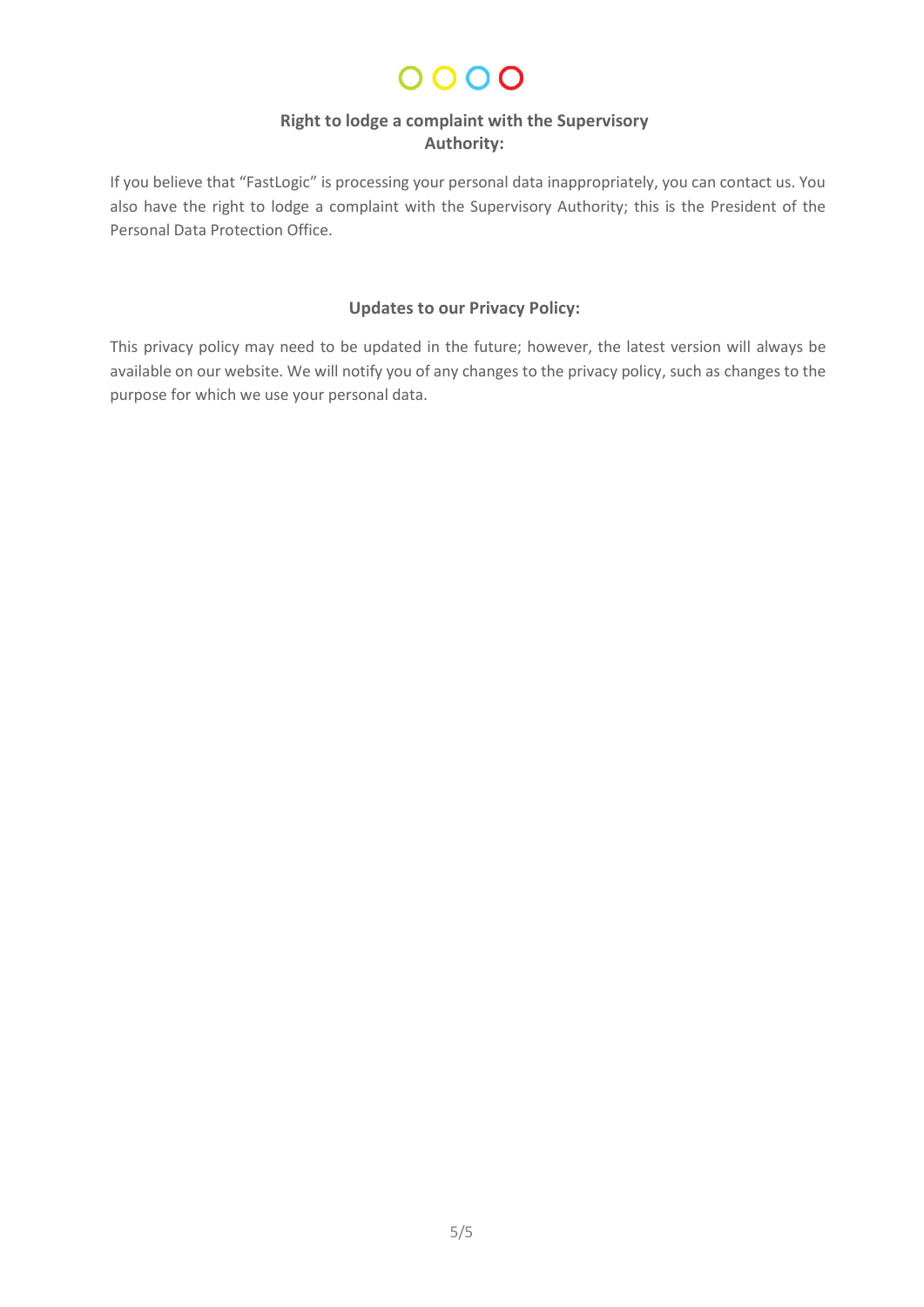## Right to lodge a complaint with the Supervisory Authority:

If you believe that "FastLogic" is processing your personal data inappropriately, you can contact us. You also have the right to lodge a complaint with the Supervisory Authority; this is the President of the Personal Data Protection Office.

## Updates to our Privacy Policy:

This privacy policy may need to be updated in the future; however, the latest version will always be available on our website. We will notify you of any changes to the privacy policy, such as changes to the purpose for which we use your personal data.